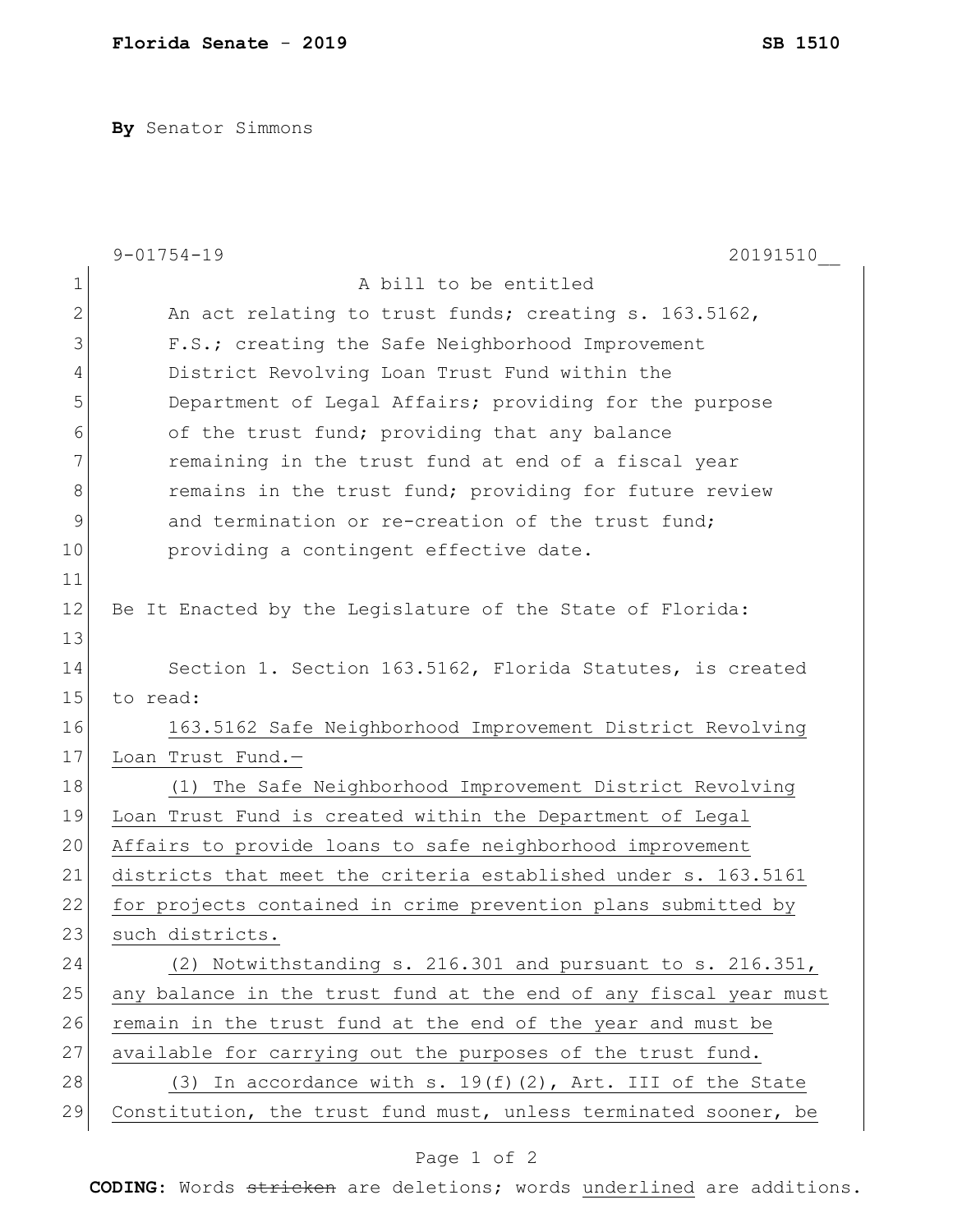**Florida Senate - 2019** **SB 1510**

**By** Senator Simmons

9-01754-19 20191510__

A bill to be entitled

An act relating to trust funds; creating s. 163.5162, F.S.; creating the Safe Neighborhood Improvement District Revolving Loan Trust Fund within the Department of Legal Affairs; providing for the purpose of the trust fund; providing that any balance remaining in the trust fund at end of a fiscal year remains in the trust fund; providing for future review and termination or re-creation of the trust fund; providing a contingent effective date.

Be It Enacted by the Legislature of the State of Florida:

Section 1. Section 163.5162, Florida Statutes, is created to read:

163.5162 Safe Neighborhood Improvement District Revolving Loan Trust Fund.—

(1) The Safe Neighborhood Improvement District Revolving Loan Trust Fund is created within the Department of Legal Affairs to provide loans to safe neighborhood improvement districts that meet the criteria established under s. 163.5161 for projects contained in crime prevention plans submitted by such districts.

(2) Notwithstanding s. 216.301 and pursuant to s. 216.351, any balance in the trust fund at the end of any fiscal year must remain in the trust fund at the end of the year and must be available for carrying out the purposes of the trust fund.

(3) In accordance with s. 19(f)(2), Art. III of the State Constitution, the trust fund must, unless terminated sooner, be

**CODING:** Words ~~stricken~~ are deletions; words underlined are additions.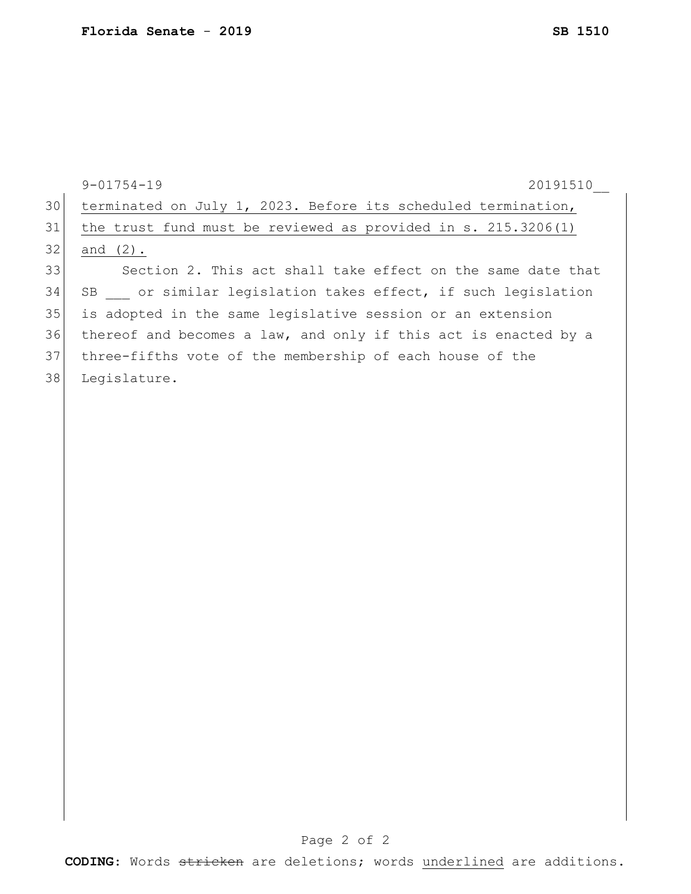9-01754-19 20191510__

30 terminated on July 1, 2023. Before its scheduled termination,
31 the trust fund must be reviewed as provided in s. 215.3206(1)
32 and (2).
33 Section 2. This act shall take effect on the same date that
34 SB ___ or similar legislation takes effect, if such legislation
35 is adopted in the same legislative session or an extension
36 thereof and becomes a law, and only if this act is enacted by a
37 three-fifths vote of the membership of each house of the
38 Legislature.

**CODING:** Words ~~stricken~~ are deletions; words underlined are additions.